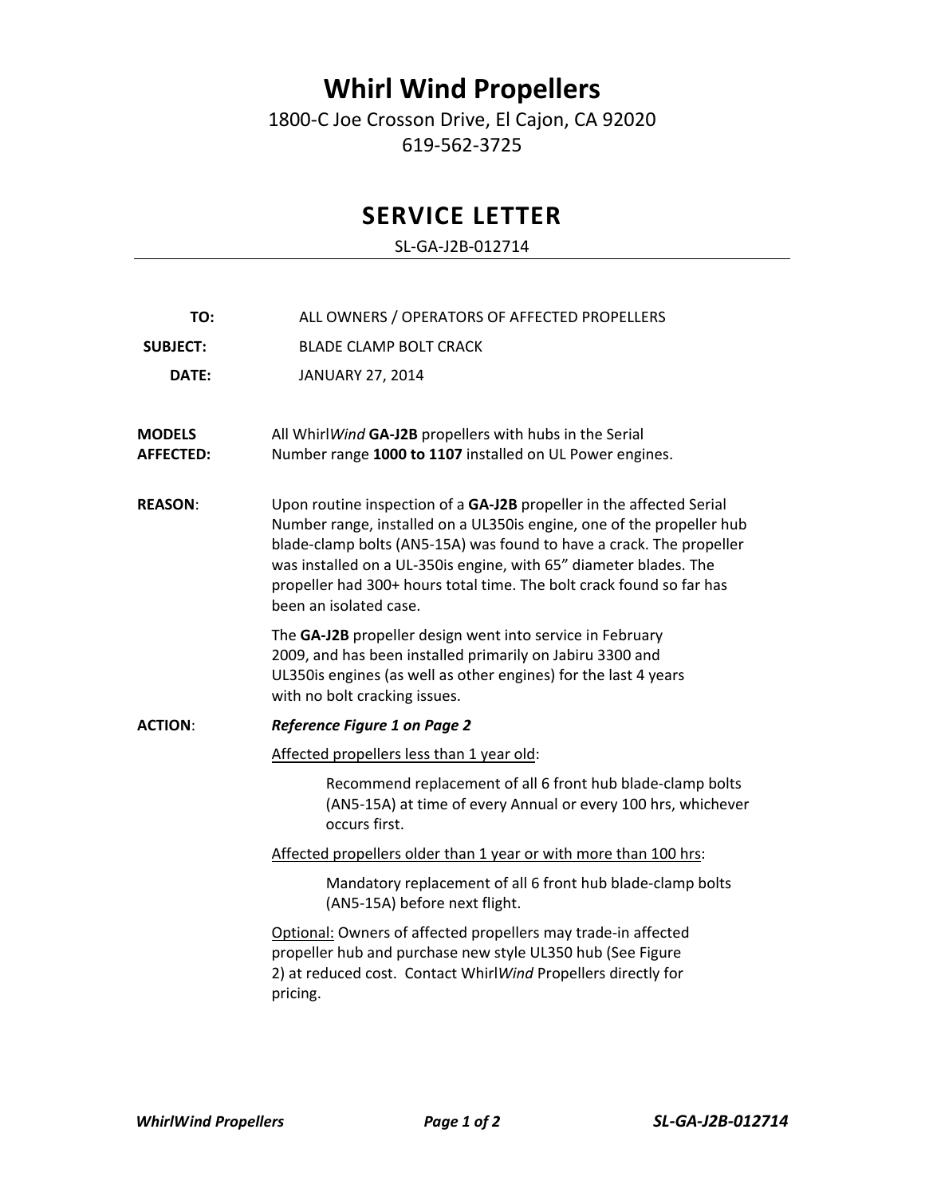# Whirl Wind Propellers

1800-C Joe Crosson Drive, El Cajon, CA 92020

619-562-3725

## SERVICE LETTER

SL-GA-J2B-012714

---

**TO:** ALL OWNERS / OPERATORS OF AFFECTED PROPELLERS

**SUBJECT:** BLADE CLAMP BOLT CRACK

**DATE:** JANUARY 27, 2014

**MODELS AFFECTED:** All Whirl*Wind* **GA-J2B** propellers with hubs in the Serial Number range **1000 to 1107** installed on UL Power engines.

**REASON**: Upon routine inspection of a **GA-J2B** propeller in the affected Serial Number range, installed on a UL350is engine, one of the propeller hub blade-clamp bolts (AN5-15A) was found to have a crack. The propeller was installed on a UL-350is engine, with 65" diameter blades. The propeller had 300+ hours total time. The bolt crack found so far has been an isolated case.

The **GA-J2B** propeller design went into service in February 2009, and has been installed primarily on Jabiru 3300 and UL350is engines (as well as other engines) for the last 4 years with no bolt cracking issues.

**ACTION**: ***Reference Figure 1 on Page 2***

<u>Affected propellers less than 1 year old</u>:

> Recommend replacement of all 6 front hub blade-clamp bolts (AN5-15A) at time of every Annual or every 100 hrs, whichever occurs first.

<u>Affected propellers older than 1 year or with more than 100 hrs</u>:

> Mandatory replacement of all 6 front hub blade-clamp bolts (AN5-15A) before next flight.

<u>Optional:</u> Owners of affected propellers may trade-in affected propeller hub and purchase new style UL350 hub (See Figure 2) at reduced cost. Contact Whirl*Wind* Propellers directly for pricing.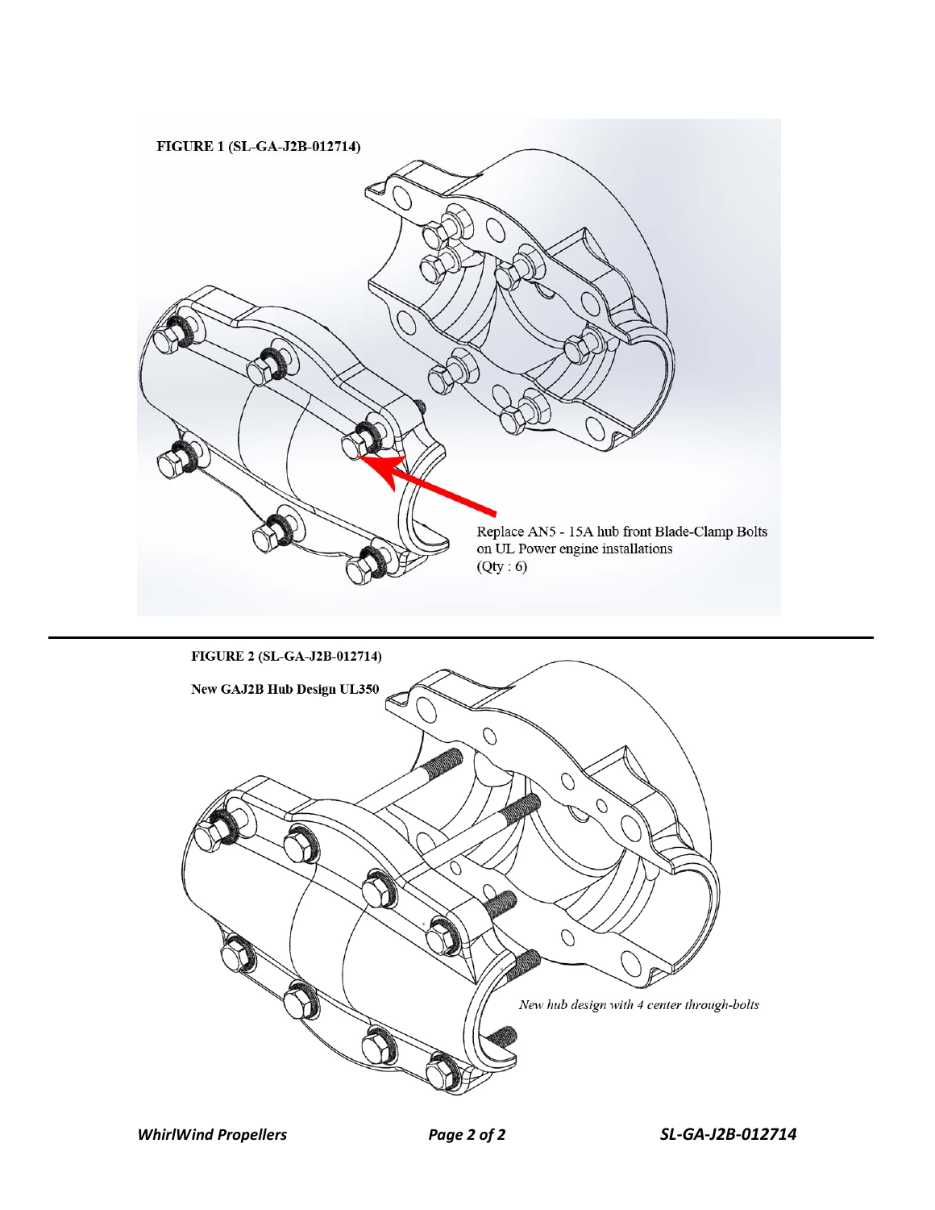**FIGURE 1 (SL-GA-J2B-012714)**

Replace AN5 - 15A hub front Blade-Clamp Bolts on UL Power engine installations (Qty : 6)

---

**FIGURE 2 (SL-GA-J2B-012714)**

**New GAJ2B Hub Design UL350**

*New hub design with 4 center through-bolts*